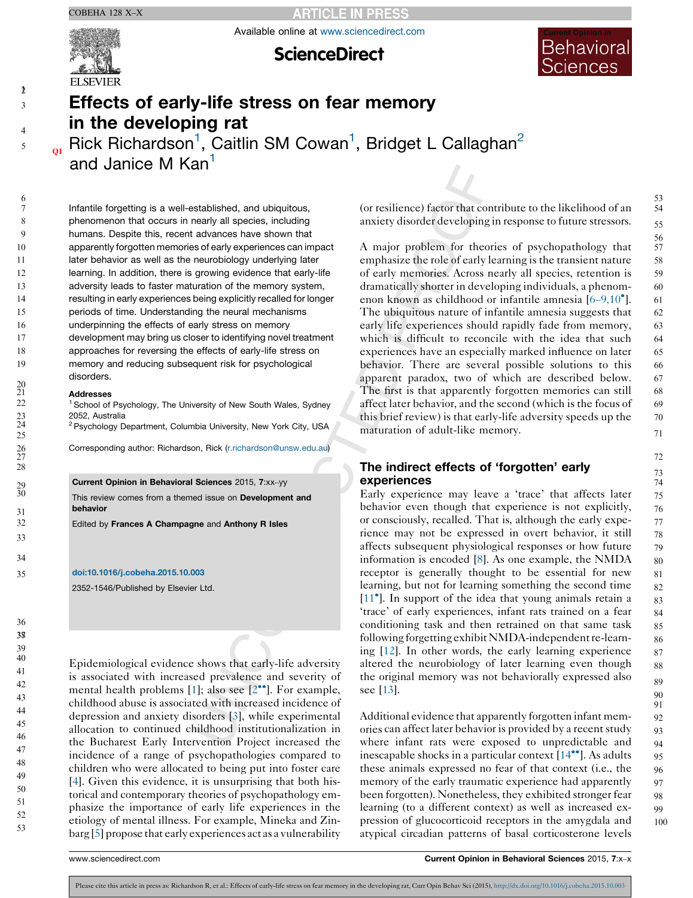# Effects of early-life stress on fear memory in the developing rat

Rick Richardson[1], Caitlin SM Cowan[1], Bridget L Callaghan[2] and Janice M Kan[1]

Infantile forgetting is a well-established, and ubiquitous, phenomenon that occurs in nearly all species, including humans. Despite this, recent advances have shown that apparently forgotten memories of early experiences can impact later behavior as well as the neurobiology underlying later learning. In addition, there is growing evidence that early-life adversity leads to faster maturation of the memory system, resulting in early experiences being explicitly recalled for longer periods of time. Understanding the neural mechanisms underpinning the effects of early stress on memory development may bring us closer to identifying novel treatment approaches for reversing the effects of early-life stress on memory and reducing subsequent risk for psychological disorders.

**Addresses**

[1] School of Psychology, The University of New South Wales, Sydney 2052, Australia

[2] Psychology Department, Columbia University, New York City, USA

Corresponding author: Richardson, Rick (r.richardson@unsw.edu.au)

**Current Opinion in Behavioral Sciences** 2015, 7:xx–yy

This review comes from a themed issue on **Development and behavior**

Edited by **Frances A Champagne** and **Anthony R Isles**

doi:10.1016/j.cobeha.2015.10.003

2352-1546/Published by Elsevier Ltd.

Epidemiological evidence shows that early-life adversity is associated with increased prevalence and severity of mental health problems [1]; also see [2••]. For example, childhood abuse is associated with increased incidence of depression and anxiety disorders [3], while experimental allocation to continued childhood institutionalization in the Bucharest Early Intervention Project increased the incidence of a range of psychopathologies compared to children who were allocated to being put into foster care [4]. Given this evidence, it is unsurprising that both historical and contemporary theories of psychopathology emphasize the importance of early life experiences in the etiology of mental illness. For example, Mineka and Zinbarg [5] propose that early experiences act as a vulnerability (or resilience) factor that contribute to the likelihood of an anxiety disorder developing in response to future stressors.

A major problem for theories of psychopathology that emphasize the role of early learning is the transient nature of early memories. Across nearly all species, retention is dramatically shorter in developing individuals, a phenomenon known as childhood or infantile amnesia [6–9,10•]. The ubiquitous nature of infantile amnesia suggests that early life experiences should rapidly fade from memory, which is difficult to reconcile with the idea that such experiences have an especially marked influence on later behavior. There are several possible solutions to this apparent paradox, two of which are described below. The first is that apparently forgotten memories can still affect later behavior, and the second (which is the focus of this brief review) is that early-life adversity speeds up the maturation of adult-like memory.

## The indirect effects of 'forgotten' early experiences

Early experience may leave a 'trace' that affects later behavior even though that experience is not explicitly, or consciously, recalled. That is, although the early experience may not be expressed in overt behavior, it still affects subsequent physiological responses or how future information is encoded [8]. As one example, the NMDA receptor is generally thought to be essential for new learning, but not for learning something the second time [11•]. In support of the idea that young animals retain a 'trace' of early experiences, infant rats trained on a fear conditioning task and then retrained on that same task following forgetting exhibit NMDA-independent re-learning [12]. In other words, the early learning experience altered the neurobiology of later learning even though the original memory was not behaviorally expressed also see [13].

Additional evidence that apparently forgotten infant memories can affect later behavior is provided by a recent study where infant rats were exposed to unpredictable and inescapable shocks in a particular context [14••]. As adults these animals expressed no fear of that context (i.e., the memory of the early traumatic experience had apparently been forgotten). Nonetheless, they exhibited stronger fear learning (to a different context) as well as increased expression of glucocorticoid receptors in the amygdala and atypical circadian patterns of basal corticosterone levels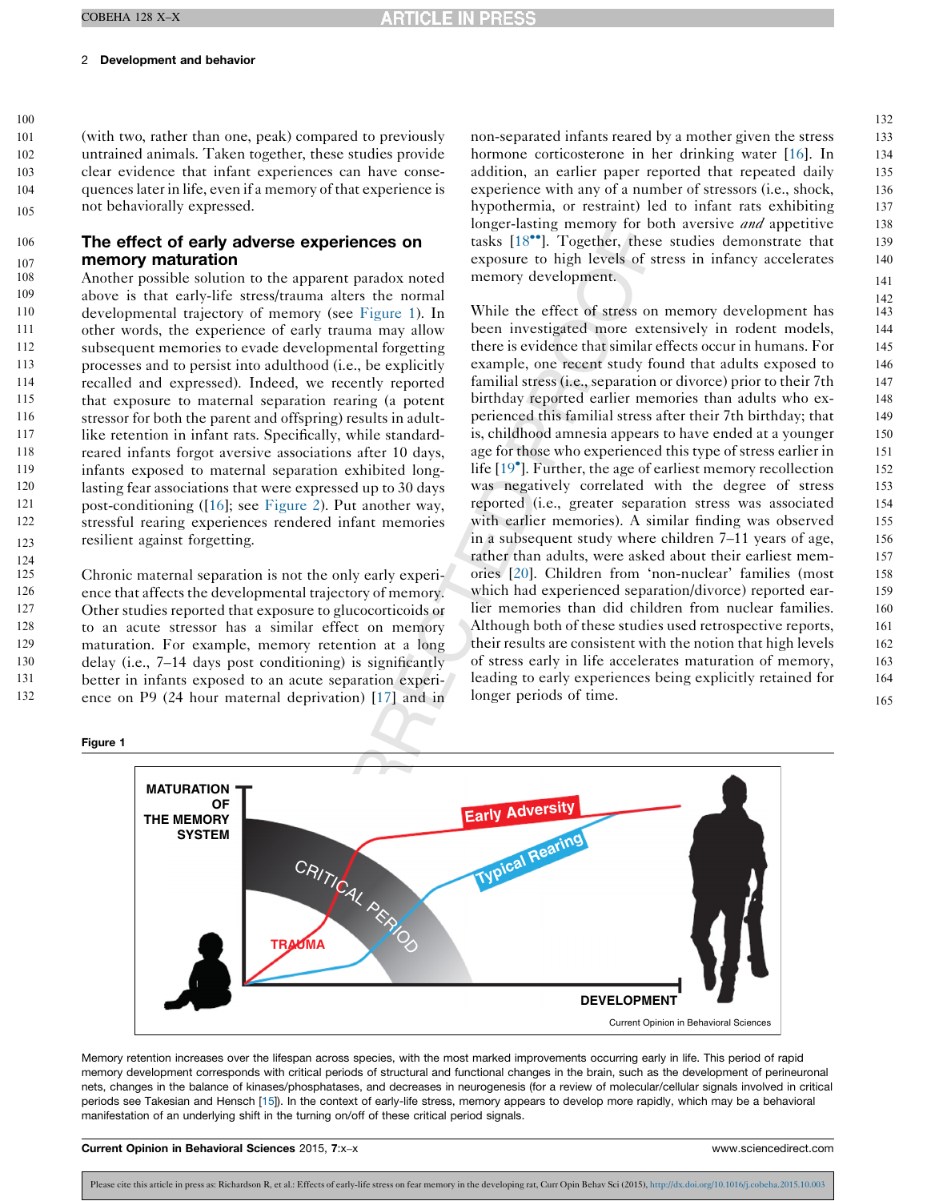(with two, rather than one, peak) compared to previously untrained animals. Taken together, these studies provide clear evidence that infant experiences can have consequences later in life, even if a memory of that experience is not behaviorally expressed.

## The effect of early adverse experiences on memory maturation

Another possible solution to the apparent paradox noted above is that early-life stress/trauma alters the normal developmental trajectory of memory (see Figure 1). In other words, the experience of early trauma may allow subsequent memories to evade developmental forgetting processes and to persist into adulthood (i.e., be explicitly recalled and expressed). Indeed, we recently reported that exposure to maternal separation rearing (a potent stressor for both the parent and offspring) results in adult-like retention in infant rats. Specifically, while standard-reared infants forgot aversive associations after 10 days, infants exposed to maternal separation exhibited long-lasting fear associations that were expressed up to 30 days post-conditioning ([16]; see Figure 2). Put another way, stressful rearing experiences rendered infant memories resilient against forgetting.

Chronic maternal separation is not the only early experience that affects the developmental trajectory of memory. Other studies reported that exposure to glucocorticoids or to an acute stressor has a similar effect on memory maturation. For example, memory retention at a long delay (i.e., 7–14 days post conditioning) is significantly better in infants exposed to an acute separation experience on P9 (24 hour maternal deprivation) [17] and in non-separated infants reared by a mother given the stress hormone corticosterone in her drinking water [16]. In addition, an earlier paper reported that repeated daily experience with any of a number of stressors (i.e., shock, hypothermia, or restraint) led to infant rats exhibiting longer-lasting memory for both aversive *and* appetitive tasks [18••]. Together, these studies demonstrate that exposure to high levels of stress in infancy accelerates memory development.

While the effect of stress on memory development has been investigated more extensively in rodent models, there is evidence that similar effects occur in humans. For example, one recent study found that adults exposed to familial stress (i.e., separation or divorce) prior to their 7th birthday reported earlier memories than adults who experienced this familial stress after their 7th birthday; that is, childhood amnesia appears to have ended at a younger age for those who experienced this type of stress earlier in life [19•]. Further, the age of earliest memory recollection was negatively correlated with the degree of stress reported (i.e., greater separation stress was associated with earlier memories). A similar finding was observed in a subsequent study where children 7–11 years of age, rather than adults, were asked about their earliest memories [20]. Children from 'non-nuclear' families (most which had experienced separation/divorce) reported earlier memories than did children from nuclear families. Although both of these studies used retrospective reports, their results are consistent with the notion that high levels of stress early in life accelerates maturation of memory, leading to early experiences being explicitly retained for longer periods of time.

**Figure 1**

Memory retention increases over the lifespan across species, with the most marked improvements occurring early in life. This period of rapid memory development corresponds with critical periods of structural and functional changes in the brain, such as the development of perineuronal nets, changes in the balance of kinases/phosphatases, and decreases in neurogenesis (for a review of molecular/cellular signals involved in critical periods see Takesian and Hensch [15]). In the context of early-life stress, memory appears to develop more rapidly, which may be a behavioral manifestation of an underlying shift in the turning on/off of these critical period signals.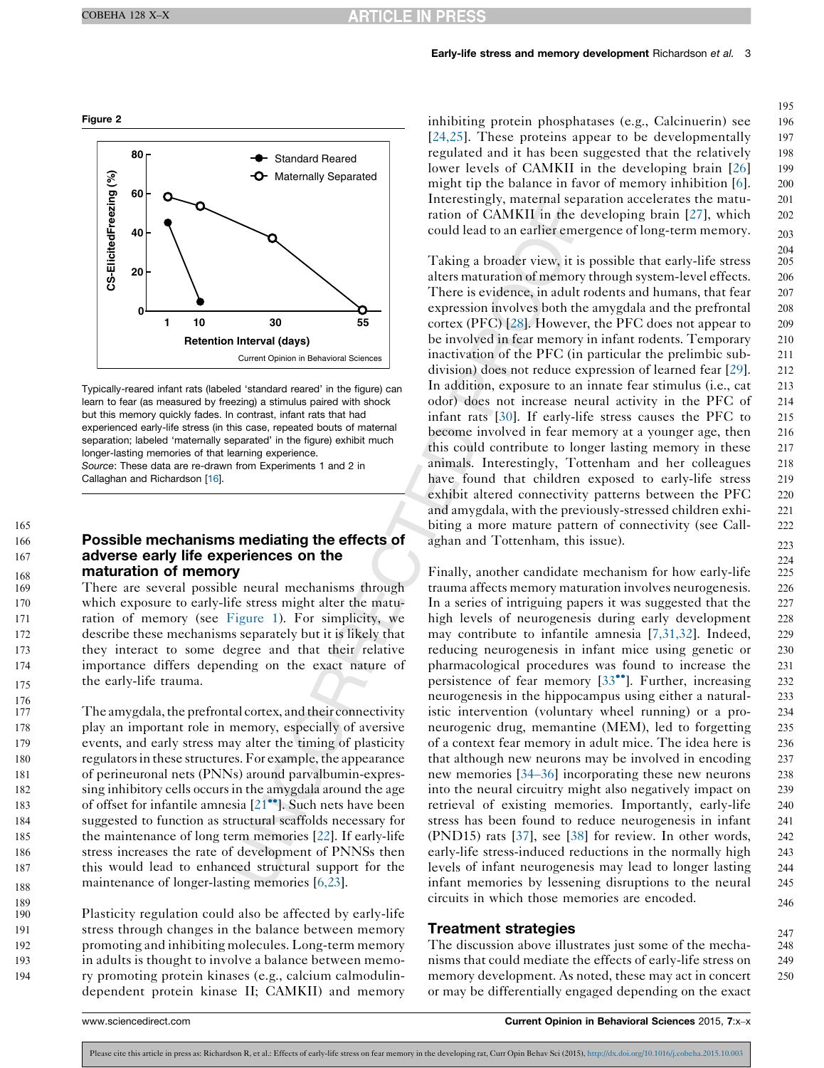**Figure 2**

Typically-reared infant rats (labeled 'standard reared' in the figure) can learn to fear (as measured by freezing) a stimulus paired with shock but this memory quickly fades. In contrast, infant rats that had experienced early-life stress (in this case, repeated bouts of maternal separation; labeled 'maternally separated' in the figure) exhibit much longer-lasting memories of that learning experience.
*Source*: These data are re-drawn from Experiments 1 and 2 in Callaghan and Richardson [16].

## Possible mechanisms mediating the effects of adverse early life experiences on the maturation of memory

There are several possible neural mechanisms through which exposure to early-life stress might alter the maturation of memory (see Figure 1). For simplicity, we describe these mechanisms separately but it is likely that they interact to some degree and that their relative importance differs depending on the exact nature of the early-life trauma.

The amygdala, the prefrontal cortex, and their connectivity play an important role in memory, especially of aversive events, and early stress may alter the timing of plasticity regulators in these structures. For example, the appearance of perineuronal nets (PNNs) around parvalbumin-expressing inhibitory cells occurs in the amygdala around the age of offset for infantile amnesia [21••]. Such nets have been suggested to function as structural scaffolds necessary for the maintenance of long term memories [22]. If early-life stress increases the rate of development of PNNSs then this would lead to enhanced structural support for the maintenance of longer-lasting memories [6,23].

Plasticity regulation could also be affected by early-life stress through changes in the balance between memory promoting and inhibiting molecules. Long-term memory in adults is thought to involve a balance between memory promoting protein kinases (e.g., calcium calmodulin-dependent protein kinase II; CAMKII) and memory inhibiting protein phosphatases (e.g., Calcinuerin) see [24,25]. These proteins appear to be developmentally regulated and it has been suggested that the relatively lower levels of CAMKII in the developing brain [26] might tip the balance in favor of memory inhibition [6]. Interestingly, maternal separation accelerates the maturation of CAMKII in the developing brain [27], which could lead to an earlier emergence of long-term memory.

Taking a broader view, it is possible that early-life stress alters maturation of memory through system-level effects. There is evidence, in adult rodents and humans, that fear expression involves both the amygdala and the prefrontal cortex (PFC) [28]. However, the PFC does not appear to be involved in fear memory in infant rodents. Temporary inactivation of the PFC (in particular the prelimbic subdivision) does not reduce expression of learned fear [29]. In addition, exposure to an innate fear stimulus (i.e., cat odor) does not increase neural activity in the PFC of infant rats [30]. If early-life stress causes the PFC to become involved in fear memory at a younger age, then this could contribute to longer lasting memory in these animals. Interestingly, Tottenham and her colleagues have found that children exposed to early-life stress exhibit altered connectivity patterns between the PFC and amygdala, with the previously-stressed children exhibiting a more mature pattern of connectivity (see Callaghan and Tottenham, this issue).

Finally, another candidate mechanism for how early-life trauma affects memory maturation involves neurogenesis. In a series of intriguing papers it was suggested that the high levels of neurogenesis during early development may contribute to infantile amnesia [7,31,32]. Indeed, reducing neurogenesis in infant mice using genetic or pharmacological procedures was found to increase the persistence of fear memory [33••]. Further, increasing neurogenesis in the hippocampus using either a naturalistic intervention (voluntary wheel running) or a proneurogenic drug, memantine (MEM), led to forgetting of a context fear memory in adult mice. The idea here is that although new neurons may be involved in encoding new memories [34–36] incorporating these new neurons into the neural circuitry might also negatively impact on retrieval of existing memories. Importantly, early-life stress has been found to reduce neurogenesis in infant (PND15) rats [37], see [38] for review. In other words, early-life stress-induced reductions in the normally high levels of infant neurogenesis may lead to longer lasting infant memories by lessening disruptions to the neural circuits in which those memories are encoded.

## Treatment strategies

The discussion above illustrates just some of the mechanisms that could mediate the effects of early-life stress on memory development. As noted, these may act in concert or may be differentially engaged depending on the exact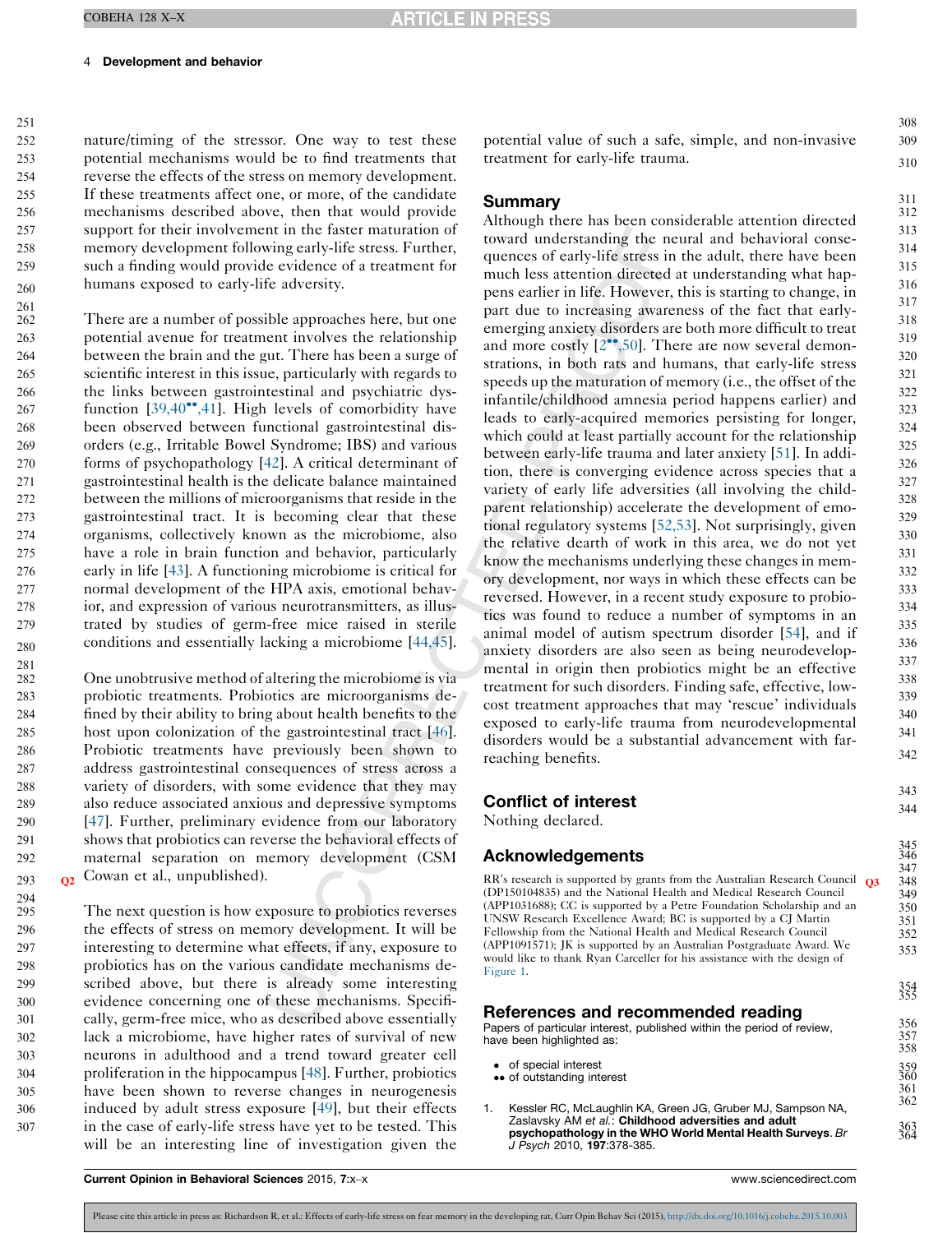nature/timing of the stressor. One way to test these potential mechanisms would be to find treatments that reverse the effects of the stress on memory development. If these treatments affect one, or more, of the candidate mechanisms described above, then that would provide support for their involvement in the faster maturation of memory development following early-life stress. Further, such a finding would provide evidence of a treatment for humans exposed to early-life adversity.

There are a number of possible approaches here, but one potential avenue for treatment involves the relationship between the brain and the gut. There has been a surge of scientific interest in this issue, particularly with regards to the links between gastrointestinal and psychiatric dysfunction [39,40••,41]. High levels of comorbidity have been observed between functional gastrointestinal disorders (e.g., Irritable Bowel Syndrome; IBS) and various forms of psychopathology [42]. A critical determinant of gastrointestinal health is the delicate balance maintained between the millions of microorganisms that reside in the gastrointestinal tract. It is becoming clear that these organisms, collectively known as the microbiome, also have a role in brain function and behavior, particularly early in life [43]. A functioning microbiome is critical for normal development of the HPA axis, emotional behavior, and expression of various neurotransmitters, as illustrated by studies of germ-free mice raised in sterile conditions and essentially lacking a microbiome [44,45].

One unobtrusive method of altering the microbiome is via probiotic treatments. Probiotics are microorganisms defined by their ability to bring about health benefits to the host upon colonization of the gastrointestinal tract [46]. Probiotic treatments have previously been shown to address gastrointestinal consequences of stress across a variety of disorders, with some evidence that they may also reduce associated anxious and depressive symptoms [47]. Further, preliminary evidence from our laboratory shows that probiotics can reverse the behavioral effects of maternal separation on memory development (CSM Cowan et al., unpublished).

The next question is how exposure to probiotics reverses the effects of stress on memory development. It will be interesting to determine what effects, if any, exposure to probiotics has on the various candidate mechanisms described above, but there is already some interesting evidence concerning one of these mechanisms. Specifically, germ-free mice, who as described above essentially lack a microbiome, have higher rates of survival of new neurons in adulthood and a trend toward greater cell proliferation in the hippocampus [48]. Further, probiotics have been shown to reverse changes in neurogenesis induced by adult stress exposure [49], but their effects in the case of early-life stress have yet to be tested. This will be an interesting line of investigation given the potential value of such a safe, simple, and non-invasive treatment for early-life trauma.

## Summary

Although there has been considerable attention directed toward understanding the neural and behavioral consequences of early-life stress in the adult, there have been much less attention directed at understanding what happens earlier in life. However, this is starting to change, in part due to increasing awareness of the fact that early-emerging anxiety disorders are both more difficult to treat and more costly [2••,50]. There are now several demonstrations, in both rats and humans, that early-life stress speeds up the maturation of memory (i.e., the offset of the infantile/childhood amnesia period happens earlier) and leads to early-acquired memories persisting for longer, which could at least partially account for the relationship between early-life trauma and later anxiety [51]. In addition, there is converging evidence across species that a variety of early life adversities (all involving the child-parent relationship) accelerate the development of emotional regulatory systems [52,53]. Not surprisingly, given the relative dearth of work in this area, we do not yet know the mechanisms underlying these changes in memory development, nor ways in which these effects can be reversed. However, in a recent study exposure to probiotics was found to reduce a number of symptoms in an animal model of autism spectrum disorder [54], and if anxiety disorders are also seen as being neurodevelopmental in origin then probiotics might be an effective treatment for such disorders. Finding safe, effective, low-cost treatment approaches that may 'rescue' individuals exposed to early-life trauma from neurodevelopmental disorders would be a substantial advancement with far-reaching benefits.

## Conflict of interest

Nothing declared.

## Acknowledgements

RR's research is supported by grants from the Australian Research Council (DP150104835) and the National Health and Medical Research Council (APP1031688); CC is supported by a Petre Foundation Scholarship and an UNSW Research Excellence Award; BC is supported by a CJ Martin Fellowship from the National Health and Medical Research Council (APP1091571); JK is supported by an Australian Postgraduate Award. We would like to thank Ryan Carceller for his assistance with the design of Figure 1.

## References and recommended reading

Papers of particular interest, published within the period of review, have been highlighted as:

- • of special interest
- •• of outstanding interest

1. Kessler RC, McLaughlin KA, Green JG, Gruber MJ, Sampson NA, Zaslavsky AM *et al.*: **Childhood adversities and adult psychopathology in the WHO World Mental Health Surveys**. *Br J Psych* 2010, **197**:378-385.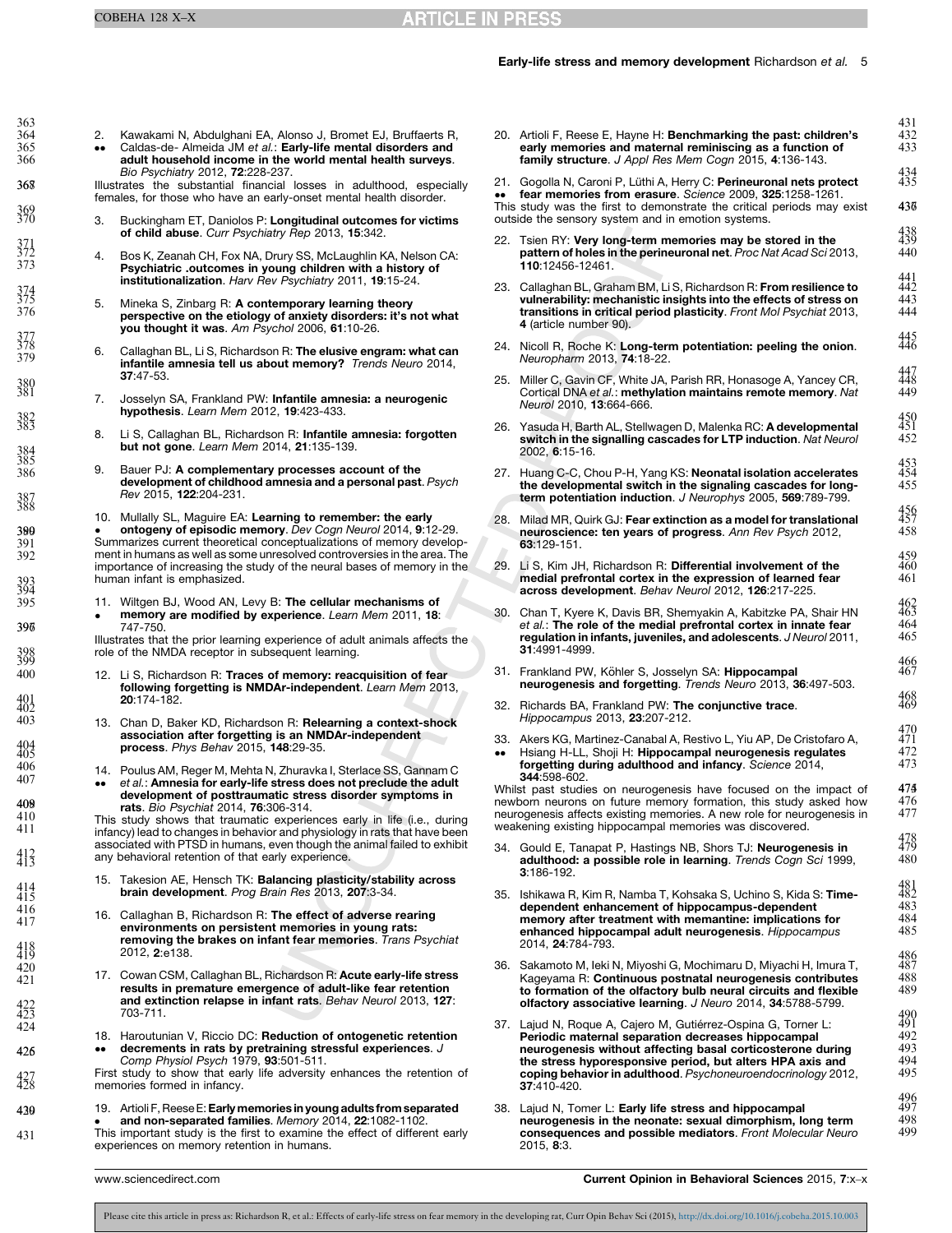2. •• Kawakami N, Abdulghani EA, Alonso J, Bromet EJ, Bruffaerts R, Caldas-de- Almeida JM *et al.*: **Early-life mental disorders and adult household income in the world mental health surveys**. *Bio Psychiatry* 2012, **72**:228-237.
Illustrates the substantial financial losses in adulthood, especially females, for those who have an early-onset mental health disorder.

3. Buckingham ET, Daniolos P: **Longitudinal outcomes for victims of child abuse**. *Curr Psychiatry Rep* 2013, **15**:342.

4. Bos K, Zeanah CH, Fox NA, Drury SS, McLaughlin KA, Nelson CA: **Psychiatric .outcomes in young children with a history of institutionalization**. *Harv Rev Psychiatry* 2011, **19**:15-24.

5. Mineka S, Zinbarg R: **A contemporary learning theory perspective on the etiology of anxiety disorders: it's not what you thought it was**. *Am Psychol* 2006, **61**:10-26.

6. Callaghan BL, Li S, Richardson R: **The elusive engram: what can infantile amnesia tell us about memory?** *Trends Neuro* 2014, **37**:47-53.

7. Josselyn SA, Frankland PW: **Infantile amnesia: a neurogenic hypothesis**. *Learn Mem* 2012, **19**:423-433.

8. Li S, Callaghan BL, Richardson R: **Infantile amnesia: forgotten but not gone**. *Learn Mem* 2014, **21**:135-139.

9. Bauer PJ: **A complementary processes account of the development of childhood amnesia and a personal past**. *Psych Rev* 2015, **122**:204-231.

10. • Mullally SL, Maguire EA: **Learning to remember: the early ontogeny of episodic memory**. *Dev Cogn Neurol* 2014, **9**:12-29.
Summarizes current theoretical conceptualizations of memory development in humans as well as some unresolved controversies in the area. The importance of increasing the study of the neural bases of memory in the human infant is emphasized.

11. • Wiltgen BJ, Wood AN, Levy B: **The cellular mechanisms of memory are modified by experience**. *Learn Mem* 2011, **18**: 747-750.
Illustrates that the prior learning experience of adult animals affects the role of the NMDA receptor in subsequent learning.

12. Li S, Richardson R: **Traces of memory: reacquisition of fear following forgetting is NMDAr-independent**. *Learn Mem* 2013, **20**:174-182.

13. Chan D, Baker KD, Richardson R: **Relearning a context-shock association after forgetting is an NMDAr-independent process**. *Phys Behav* 2015, **148**:29-35.

14. •• Poulus AM, Reger M, Mehta N, Zhuravka I, Sterlace SS, Gannam C *et al.*: **Amnesia for early-life stress does not preclude the adult development of posttraumatic stress disorder symptoms in rats**. *Bio Psychiat* 2014, **76**:306-314.
This study shows that traumatic experiences early in life (i.e., during infancy) lead to changes in behavior and physiology in rats that have been associated with PTSD in humans, even though the animal failed to exhibit any behavioral retention of that early experience.

15. Takesion AE, Hensch TK: **Balancing plasticity/stability across brain development**. *Prog Brain Res* 2013, **207**:3-34.

16. Callaghan B, Richardson R: **The effect of adverse rearing environments on persistent memories in young rats: removing the brakes on infant fear memories**. *Trans Psychiat* 2012, **2**:e138.

17. Cowan CSM, Callaghan BL, Richardson R: **Acute early-life stress results in premature emergence of adult-like fear retention and extinction relapse in infant rats**. *Behav Neurol* 2013, **127**: 703-711.

18. •• Haroutunian V, Riccio DC: **Reduction of ontogenetic retention decrements in rats by pretraining stressful experiences**. *J Comp Physiol Psych* 1979, **93**:501-511.
First study to show that early life adversity enhances the retention of memories formed in infancy.

19. • Artioli F, Reese E: **Early memories in young adults from separated and non-separated families**. *Memory* 2014, **22**:1082-1102.
This important study is the first to examine the effect of different early experiences on memory retention in humans.

20. Artioli F, Reese E, Hayne H: **Benchmarking the past: children's early memories and maternal reminiscing as a function of family structure**. *J Appl Res Mem Cogn* 2015, **4**:136-143.

21. •• Gogolla N, Caroni P, Lüthi A, Herry C: **Perineuronal nets protect fear memories from erasure**. *Science* 2009, **325**:1258-1261.
This study was the first to demonstrate the critical periods may exist outside the sensory system and in emotion systems.

22. Tsien RY: **Very long-term memories may be stored in the pattern of holes in the perineuronal net**. *Proc Nat Acad Sci* 2013, **110**:12456-12461.

23. Callaghan BL, Graham BM, Li S, Richardson R: **From resilience to vulnerability: mechanistic insights into the effects of stress on transitions in critical period plasticity**. *Front Mol Psychiat* 2013, **4** (article number 90).

24. Nicoll R, Roche K: **Long-term potentiation: peeling the onion**. *Neuropharm* 2013, **74**:18-22.

25. Miller C, Gavin CF, White JA, Parish RR, Honasoge A, Yancey CR, Cortical DNA *et al.*: **methylation maintains remote memory**. *Nat Neurol* 2010, **13**:664-666.

26. Yasuda H, Barth AL, Stellwagen D, Malenka RC: **A developmental switch in the signalling cascades for LTP induction**. *Nat Neurol* 2002, **6**:15-16.

27. Huang C-C, Chou P-H, Yang KS: **Neonatal isolation accelerates the developmental switch in the signaling cascades for long-term potentiation induction**. *J Neurophys* 2005, **569**:789-799.

28. Milad MR, Quirk GJ: **Fear extinction as a model for translational neuroscience: ten years of progress**. *Ann Rev Psych* 2012, **63**:129-151.

29. Li S, Kim JH, Richardson R: **Differential involvement of the medial prefrontal cortex in the expression of learned fear across development**. *Behav Neurol* 2012, **126**:217-225.

30. Chan T, Kyere K, Davis BR, Shemyakin A, Kabitzke PA, Shair HN *et al.*: **The role of the medial prefrontal cortex in innate fear regulation in infants, juveniles, and adolescents**. *J Neurol* 2011, **31**:4991-4999.

31. Frankland PW, Köhler S, Josselyn SA: **Hippocampal neurogenesis and forgetting**. *Trends Neuro* 2013, **36**:497-503.

32. Richards BA, Frankland PW: **The conjunctive trace**. *Hippocampus* 2013, **23**:207-212.

33. •• Akers KG, Martinez-Canabal A, Restivo L, Yiu AP, De Cristofaro A, Hsiang H-LL, Shoji H: **Hippocampal neurogenesis regulates forgetting during adulthood and infancy**. *Science* 2014, **344**:598-602.
Whilst past studies on neurogenesis have focused on the impact of newborn neurons on future memory formation, this study asked how neurogenesis affects existing memories. A new role for neurogenesis in weakening existing hippocampal memories was discovered.

34. Gould E, Tanapat P, Hastings NB, Shors TJ: **Neurogenesis in adulthood: a possible role in learning**. *Trends Cogn Sci* 1999, **3**:186-192.

35. Ishikawa R, Kim R, Namba T, Kohsaka S, Uchino S, Kida S: **Time-dependent enhancement of hippocampus-dependent memory after treatment with memantine: implications for enhanced hippocampal adult neurogenesis**. *Hippocampus* 2014, **24**:784-793.

36. Sakamoto M, Ieki N, Miyoshi G, Mochimaru D, Miyachi H, Imura T, Kageyama R: **Continuous postnatal neurogenesis contributes to formation of the olfactory bulb neural circuits and flexible olfactory associative learning**. *J Neuro* 2014, **34**:5788-5799.

37. Lajud N, Roque A, Cajero M, Gutiérrez-Ospina G, Torner L: **Periodic maternal separation decreases hippocampal neurogenesis without affecting basal corticosterone during the stress hyporesponsive period, but alters HPA axis and coping behavior in adulthood**. *Psychoneuroendocrinology* 2012, **37**:410-420.

38. Lajud N, Tomer L: **Early life stress and hippocampal neurogenesis in the neonate: sexual dimorphism, long term consequences and possible mediators**. *Front Molecular Neuro* 2015, **8**:3.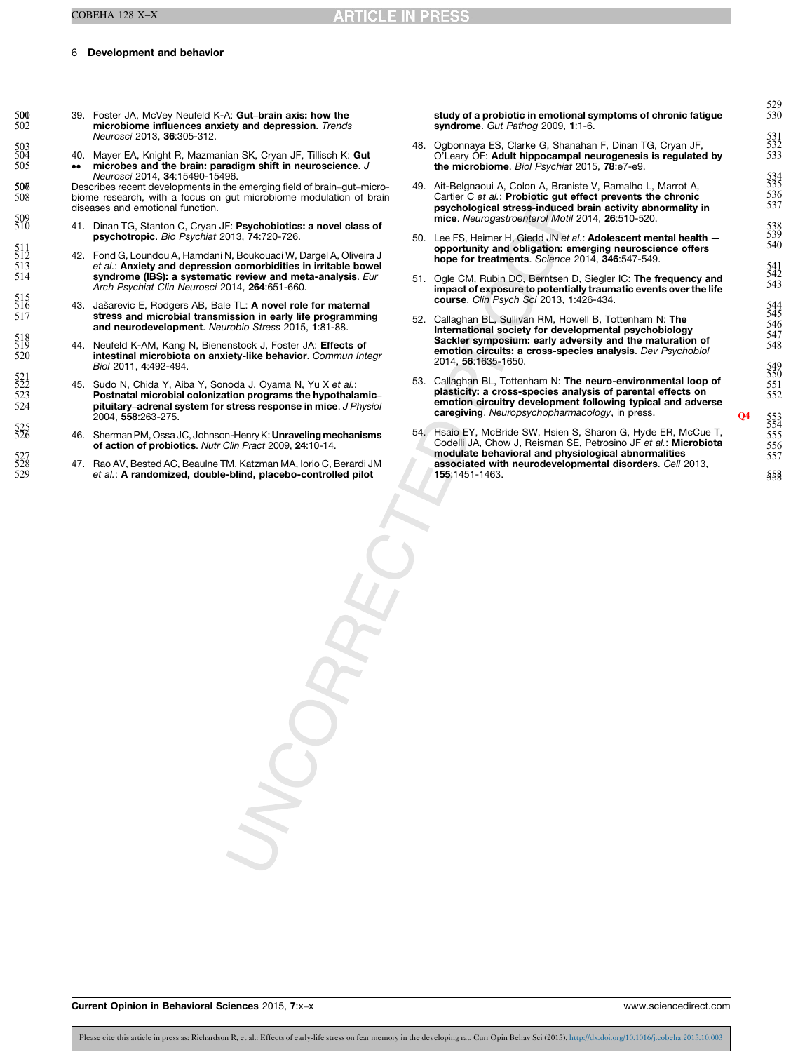39. Foster JA, McVey Neufeld K-A: **Gut–brain axis: how the microbiome influences anxiety and depression**. *Trends Neurosci* 2013, **36**:305-312.

40. Mayer EA, Knight R, Mazmanian SK, Cryan JF, Tillisch K: **Gut microbes and the brain: paradigm shift in neuroscience**. *J Neurosci* 2014, **34**:15490-15496.
••
Describes recent developments in the emerging field of brain–gut–microbiome research, with a focus on gut microbiome modulation of brain diseases and emotional function.

41. Dinan TG, Stanton C, Cryan JF: **Psychobiotics: a novel class of psychotropic**. *Bio Psychiat* 2013, **74**:720-726.

42. Fond G, Loundou A, Hamdani N, Boukouaci W, Dargel A, Oliveira J *et al.*: **Anxiety and depression comorbidities in irritable bowel syndrome (IBS): a systematic review and meta-analysis**. *Eur Arch Psychiat Clin Neurosci* 2014, **264**:651-660.

43. Jašarevic E, Rodgers AB, Bale TL: **A novel role for maternal stress and microbial transmission in early life programming and neurodevelopment**. *Neurobio Stress* 2015, **1**:81-88.

44. Neufeld K-AM, Kang N, Bienenstock J, Foster JA: **Effects of intestinal microbiota on anxiety-like behavior**. *Commun Integr Biol* 2011, **4**:492-494.

45. Sudo N, Chida Y, Aiba Y, Sonoda J, Oyama N, Yu X *et al.*: **Postnatal microbial colonization programs the hypothalamic–pituitary–adrenal system for stress response in mice**. *J Physiol* 2004, **558**:263-275.

46. Sherman PM, Ossa JC, Johnson-Henry K: **Unraveling mechanisms of action of probiotics**. *Nutr Clin Pract* 2009, **24**:10-14.

47. Rao AV, Bested AC, Beaulne TM, Katzman MA, Iorio C, Berardi JM *et al.*: **A randomized, double-blind, placebo-controlled pilot study of a probiotic in emotional symptoms of chronic fatigue syndrome**. *Gut Pathog* 2009, **1**:1-6.

48. Ogbonnaya ES, Clarke G, Shanahan F, Dinan TG, Cryan JF, O'Leary OF: **Adult hippocampal neurogenesis is regulated by the microbiome**. *Biol Psychiat* 2015, **78**:e7-e9.

49. Ait-Belgnaoui A, Colon A, Braniste V, Ramalho L, Marrot A, Cartier C *et al.*: **Probiotic gut effect prevents the chronic psychological stress-induced brain activity abnormality in mice**. *Neurogastroenterol Motil* 2014, **26**:510-520.

50. Lee FS, Heimer H, Giedd JN *et al.*: **Adolescent mental health — opportunity and obligation: emerging neuroscience offers hope for treatments**. *Science* 2014, **346**:547-549.

51. Ogle CM, Rubin DC, Berntsen D, Siegler IC: **The frequency and impact of exposure to potentially traumatic events over the life course**. *Clin Psych Sci* 2013, **1**:426-434.

52. Callaghan BL, Sullivan RM, Howell B, Tottenham N: **The International society for developmental psychobiology Sackler symposium: early adversity and the maturation of emotion circuits: a cross-species analysis**. *Dev Psychobiol* 2014, **56**:1635-1650.

53. Callaghan BL, Tottenham N: **The neuro-environmental loop of plasticity: a cross-species analysis of parental effects on emotion circuitry development following typical and adverse caregiving**. *Neuropsychopharmacology*, in press. Q4

54. Hsaio EY, McBride SW, Hsien S, Sharon G, Hyde ER, McCue T, Codelli JA, Chow J, Reisman SE, Petrosino JF *et al.*: **Microbiota modulate behavioral and physiological abnormalities associated with neurodevelopmental disorders**. *Cell* 2013, **155**:1451-1463.